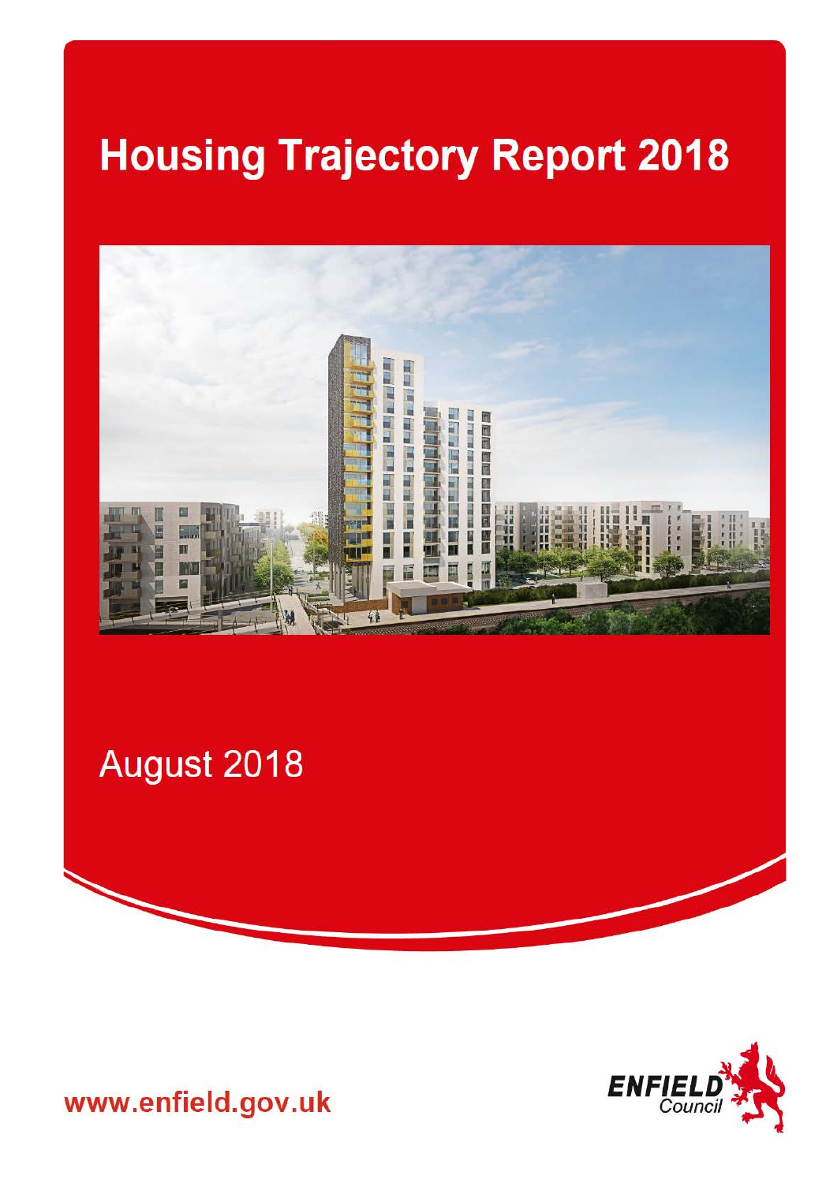# Housing Trajectory Report 2018

August 2018

www.enfield.gov.uk

ENFIELD Council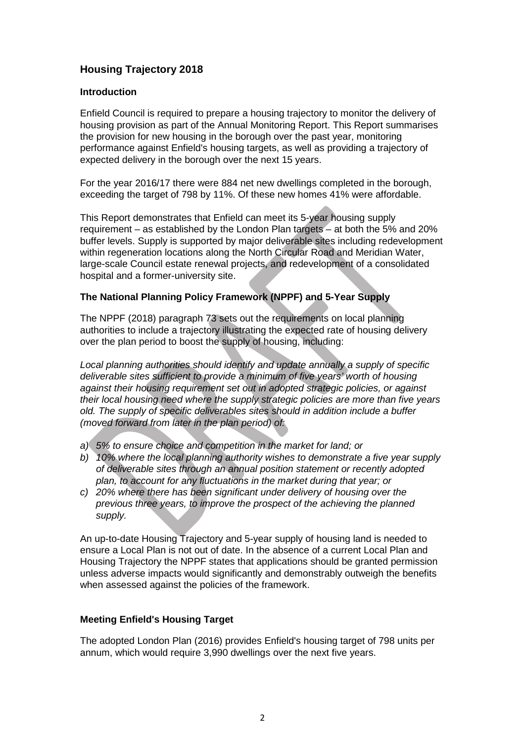## Housing Trajectory 2018

### Introduction

Enfield Council is required to prepare a housing trajectory to monitor the delivery of housing provision as part of the Annual Monitoring Report. This Report summarises the provision for new housing in the borough over the past year, monitoring performance against Enfield's housing targets, as well as providing a trajectory of expected delivery in the borough over the next 15 years.

For the year 2016/17 there were 884 net new dwellings completed in the borough, exceeding the target of 798 by 11%. Of these new homes 41% were affordable.

This Report demonstrates that Enfield can meet its 5-year housing supply requirement – as established by the London Plan targets – at both the 5% and 20% buffer levels. Supply is supported by major deliverable sites including redevelopment within regeneration locations along the North Circular Road and Meridian Water, large-scale Council estate renewal projects, and redevelopment of a consolidated hospital and a former-university site.

### The National Planning Policy Framework (NPPF) and 5-Year Supply

The NPPF (2018) paragraph 73 sets out the requirements on local planning authorities to include a trajectory illustrating the expected rate of housing delivery over the plan period to boost the supply of housing, including:

*Local planning authorities should identify and update annually a supply of specific deliverable sites sufficient to provide a minimum of five years' worth of housing against their housing requirement set out in adopted strategic policies, or against their local housing need where the supply strategic policies are more than five years old. The supply of specific deliverables sites should in addition include a buffer (moved forward from later in the plan period) of:*

*a) 5% to ensure choice and competition in the market for land; or*
*b) 10% where the local planning authority wishes to demonstrate a five year supply of deliverable sites through an annual position statement or recently adopted plan, to account for any fluctuations in the market during that year; or*
*c) 20% where there has been significant under delivery of housing over the previous three years, to improve the prospect of the achieving the planned supply.*

An up-to-date Housing Trajectory and 5-year supply of housing land is needed to ensure a Local Plan is not out of date. In the absence of a current Local Plan and Housing Trajectory the NPPF states that applications should be granted permission unless adverse impacts would significantly and demonstrably outweigh the benefits when assessed against the policies of the framework.

### Meeting Enfield's Housing Target

The adopted London Plan (2016) provides Enfield's housing target of 798 units per annum, which would require 3,990 dwellings over the next five years.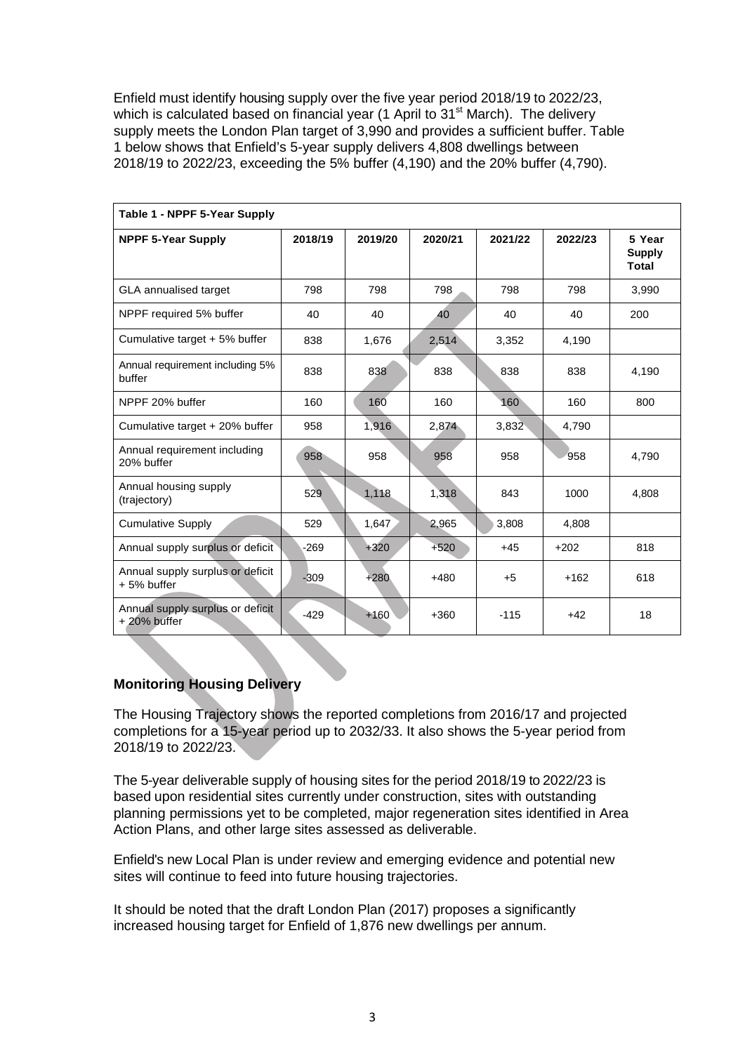Enfield must identify housing supply over the five year period 2018/19 to 2022/23, which is calculated based on financial year (1 April to 31st March). The delivery supply meets the London Plan target of 3,990 and provides a sufficient buffer. Table 1 below shows that Enfield's 5-year supply delivers 4,808 dwellings between 2018/19 to 2022/23, exceeding the 5% buffer (4,190) and the 20% buffer (4,790).

**Table 1 - NPPF 5-Year Supply**

| NPPF 5-Year Supply | 2018/19 | 2019/20 | 2020/21 | 2021/22 | 2022/23 | 5 Year Supply Total |
|---|---|---|---|---|---|---|
| GLA annualised target | 798 | 798 | 798 | 798 | 798 | 3,990 |
| NPPF required 5% buffer | 40 | 40 | 40 | 40 | 40 | 200 |
| Cumulative target + 5% buffer | 838 | 1,676 | 2,514 | 3,352 | 4,190 | |
| Annual requirement including 5% buffer | 838 | 838 | 838 | 838 | 838 | 4,190 |
| NPPF 20% buffer | 160 | 160 | 160 | 160 | 160 | 800 |
| Cumulative target + 20% buffer | 958 | 1,916 | 2,874 | 3,832 | 4,790 | |
| Annual requirement including 20% buffer | 958 | 958 | 958 | 958 | 958 | 4,790 |
| Annual housing supply (trajectory) | 529 | 1,118 | 1,318 | 843 | 1000 | 4,808 |
| Cumulative Supply | 529 | 1,647 | 2,965 | 3,808 | 4,808 | |
| Annual supply surplus or deficit | -269 | +320 | +520 | +45 | +202 | 818 |
| Annual supply surplus or deficit + 5% buffer | -309 | +280 | +480 | +5 | +162 | 618 |
| Annual supply surplus or deficit + 20% buffer | -429 | +160 | +360 | -115 | +42 | 18 |

### Monitoring Housing Delivery

The Housing Trajectory shows the reported completions from 2016/17 and projected completions for a 15-year period up to 2032/33. It also shows the 5-year period from 2018/19 to 2022/23.

The 5-year deliverable supply of housing sites for the period 2018/19 to 2022/23 is based upon residential sites currently under construction, sites with outstanding planning permissions yet to be completed, major regeneration sites identified in Area Action Plans, and other large sites assessed as deliverable.

Enfield's new Local Plan is under review and emerging evidence and potential new sites will continue to feed into future housing trajectories.

It should be noted that the draft London Plan (2017) proposes a significantly increased housing target for Enfield of 1,876 new dwellings per annum.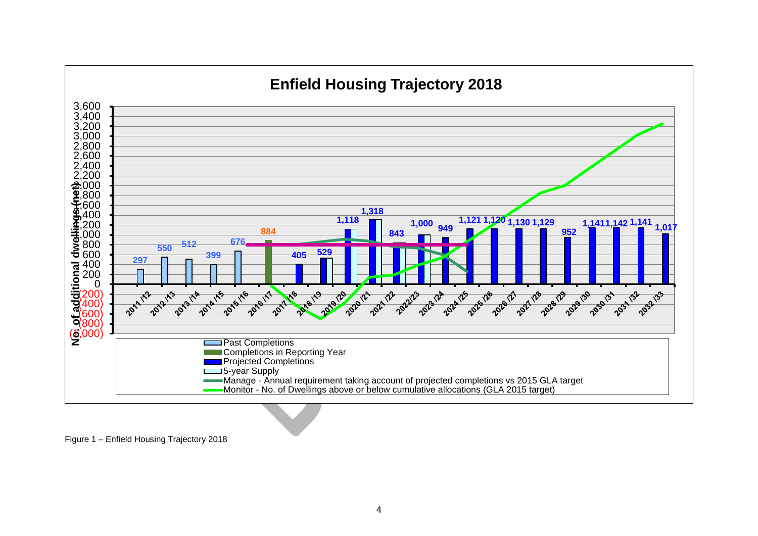# Enfield Housing Trajectory 2018

| Year | Past Completions | Completions in Reporting Year | Projected Completions |
|---|---|---|---|
| 2011 /12 | 297 | | |
| 2012 /13 | 550 | | |
| 2013 /14 | 512 | | |
| 2014 /15 | 399 | | |
| 2015 /16 | 676 | | |
| 2016 /17 | | 884 | |
| 2017 /18 | | | 405 |
| 2018 /19 | | | 529 |
| 2019 /20 | | | 1,118 |
| 2020 /21 | | | 1,318 |
| 2021 /22 | | | 843 |
| 2022/23 | | | 1,000 |
| 2023 /24 | | | 949 |
| 2024 /25 | | | 1,121 |
| 2025 /26 | | | 1,120 |
| 2026 /27 | | | 1,130 |
| 2027 /28 | | | 1,129 |
| 2028 /29 | | | 952 |
| 2029 /30 | | | 1,141 |
| 2030 /31 | | | 1,142 |
| 2031 /32 | | | 1,141 |
| 2032 /33 | | | 1,017 |

Legend:
- Past Completions
- Completions in Reporting Year
- Projected Completions
- 5-year Supply
- Manage - Annual requirement taking account of projected completions vs 2015 GLA target
- Monitor - No. of Dwellings above or below cumulative allocations (GLA 2015 target)

Y-axis: No. of additional dwellings (net)

Figure 1 – Enfield Housing Trajectory 2018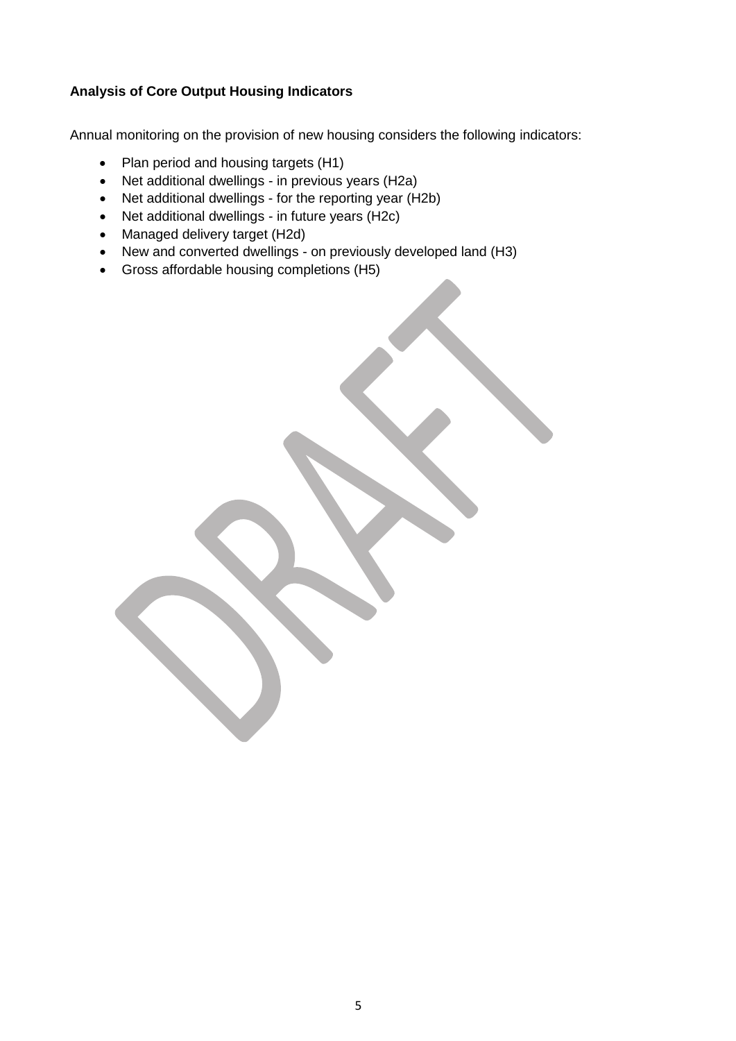**Analysis of Core Output Housing Indicators**

Annual monitoring on the provision of new housing considers the following indicators:

- Plan period and housing targets (H1)
- Net additional dwellings - in previous years (H2a)
- Net additional dwellings - for the reporting year (H2b)
- Net additional dwellings - in future years (H2c)
- Managed delivery target (H2d)
- New and converted dwellings - on previously developed land (H3)
- Gross affordable housing completions (H5)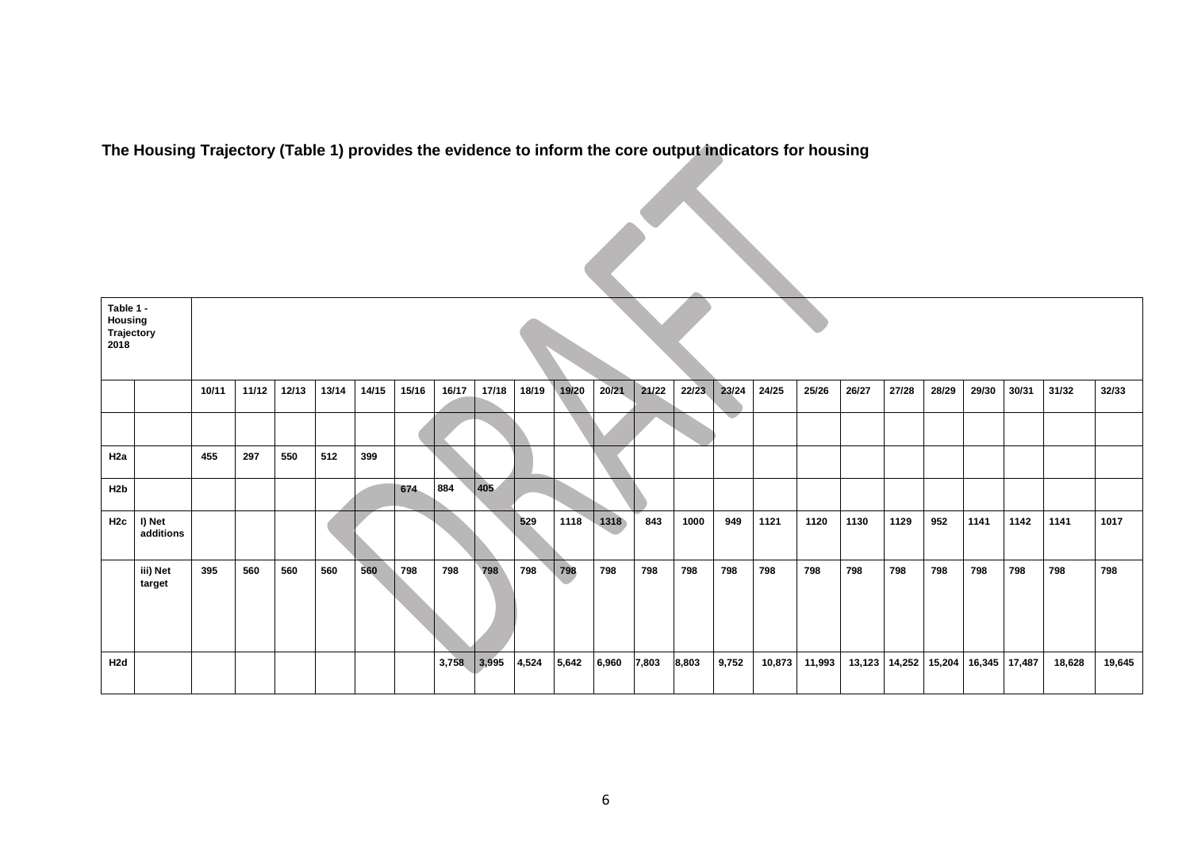**The Housing Trajectory (Table 1) provides the evidence to inform the core output indicators for housing**

| Table 1 - Housing Trajectory 2018 | | | | | | | | | | | | | | | | | | | | | | | | | |
|---|---|---|---|---|---|---|---|---|---|---|---|---|---|---|---|---|---|---|---|---|---|---|---|---|---|
| | | 10/11 | 11/12 | 12/13 | 13/14 | 14/15 | 15/16 | 16/17 | 17/18 | 18/19 | 19/20 | 20/21 | 21/22 | 22/23 | 23/24 | 24/25 | 25/26 | 26/27 | 27/28 | 28/29 | 29/30 | 30/31 | 31/32 | 32/33 |
| | | | | | | | | | | | | | | | | | | | | | | | | |
| H2a | | 455 | 297 | 550 | 512 | 399 | | | | | | | | | | | | | | | | | | |
| H2b | | | | | | | 674 | 884 | 405 | | | | | | | | | | | | | | | |
| H2c | I) Net additions | | | | | | | | | 529 | 1118 | 1318 | 843 | 1000 | 949 | 1121 | 1120 | 1130 | 1129 | 952 | 1141 | 1142 | 1141 | 1017 |
| | iii) Net target | 395 | 560 | 560 | 560 | 560 | 798 | 798 | 798 | 798 | 798 | 798 | 798 | 798 | 798 | 798 | 798 | 798 | 798 | 798 | 798 | 798 | 798 | 798 |
| H2d | | | | | | | | 3,758 | 3,995 | 4,524 | 5,642 | 6,960 | 7,803 | 8,803 | 9,752 | 10,873 | 11,993 | 13,123 | 14,252 | 15,204 | 16,345 | 17,487 | 18,628 | 19,645 |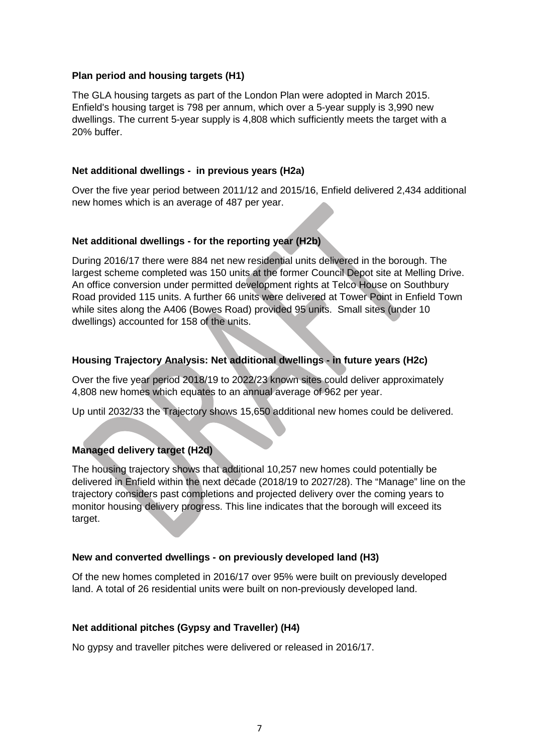### Plan period and housing targets (H1)

The GLA housing targets as part of the London Plan were adopted in March 2015. Enfield's housing target is 798 per annum, which over a 5-year supply is 3,990 new dwellings. The current 5-year supply is 4,808 which sufficiently meets the target with a 20% buffer.

### Net additional dwellings - in previous years (H2a)

Over the five year period between 2011/12 and 2015/16, Enfield delivered 2,434 additional new homes which is an average of 487 per year.

### Net additional dwellings - for the reporting year (H2b)

During 2016/17 there were 884 net new residential units delivered in the borough. The largest scheme completed was 150 units at the former Council Depot site at Melling Drive. An office conversion under permitted development rights at Telco House on Southbury Road provided 115 units. A further 66 units were delivered at Tower Point in Enfield Town while sites along the A406 (Bowes Road) provided 95 units. Small sites (under 10 dwellings) accounted for 158 of the units.

### Housing Trajectory Analysis: Net additional dwellings - in future years (H2c)

Over the five year period 2018/19 to 2022/23 known sites could deliver approximately 4,808 new homes which equates to an annual average of 962 per year.

Up until 2032/33 the Trajectory shows 15,650 additional new homes could be delivered.

### Managed delivery target (H2d)

The housing trajectory shows that additional 10,257 new homes could potentially be delivered in Enfield within the next decade (2018/19 to 2027/28). The "Manage" line on the trajectory considers past completions and projected delivery over the coming years to monitor housing delivery progress. This line indicates that the borough will exceed its target.

### New and converted dwellings - on previously developed land (H3)

Of the new homes completed in 2016/17 over 95% were built on previously developed land. A total of 26 residential units were built on non-previously developed land.

### Net additional pitches (Gypsy and Traveller) (H4)

No gypsy and traveller pitches were delivered or released in 2016/17.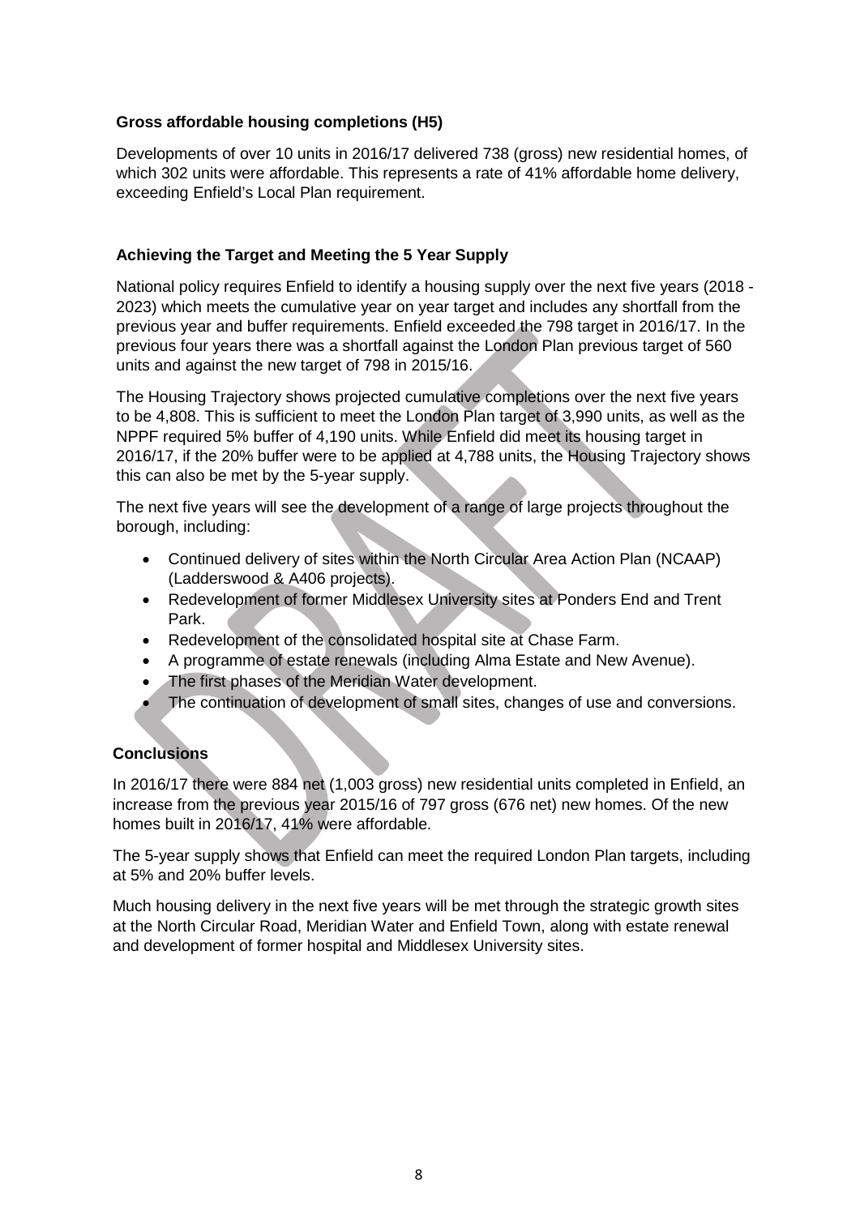**Gross affordable housing completions (H5)**

Developments of over 10 units in 2016/17 delivered 738 (gross) new residential homes, of which 302 units were affordable. This represents a rate of 41% affordable home delivery, exceeding Enfield's Local Plan requirement.

**Achieving the Target and Meeting the 5 Year Supply**

National policy requires Enfield to identify a housing supply over the next five years (2018 - 2023) which meets the cumulative year on year target and includes any shortfall from the previous year and buffer requirements. Enfield exceeded the 798 target in 2016/17. In the previous four years there was a shortfall against the London Plan previous target of 560 units and against the new target of 798 in 2015/16.

The Housing Trajectory shows projected cumulative completions over the next five years to be 4,808. This is sufficient to meet the London Plan target of 3,990 units, as well as the NPPF required 5% buffer of 4,190 units. While Enfield did meet its housing target in 2016/17, if the 20% buffer were to be applied at 4,788 units, the Housing Trajectory shows this can also be met by the 5-year supply.

The next five years will see the development of a range of large projects throughout the borough, including:

- Continued delivery of sites within the North Circular Area Action Plan (NCAAP) (Ladderswood & A406 projects).
- Redevelopment of former Middlesex University sites at Ponders End and Trent Park.
- Redevelopment of the consolidated hospital site at Chase Farm.
- A programme of estate renewals (including Alma Estate and New Avenue).
- The first phases of the Meridian Water development.
- The continuation of development of small sites, changes of use and conversions.

**Conclusions**

In 2016/17 there were 884 net (1,003 gross) new residential units completed in Enfield, an increase from the previous year 2015/16 of 797 gross (676 net) new homes. Of the new homes built in 2016/17, 41% were affordable.

The 5-year supply shows that Enfield can meet the required London Plan targets, including at 5% and 20% buffer levels.

Much housing delivery in the next five years will be met through the strategic growth sites at the North Circular Road, Meridian Water and Enfield Town, along with estate renewal and development of former hospital and Middlesex University sites.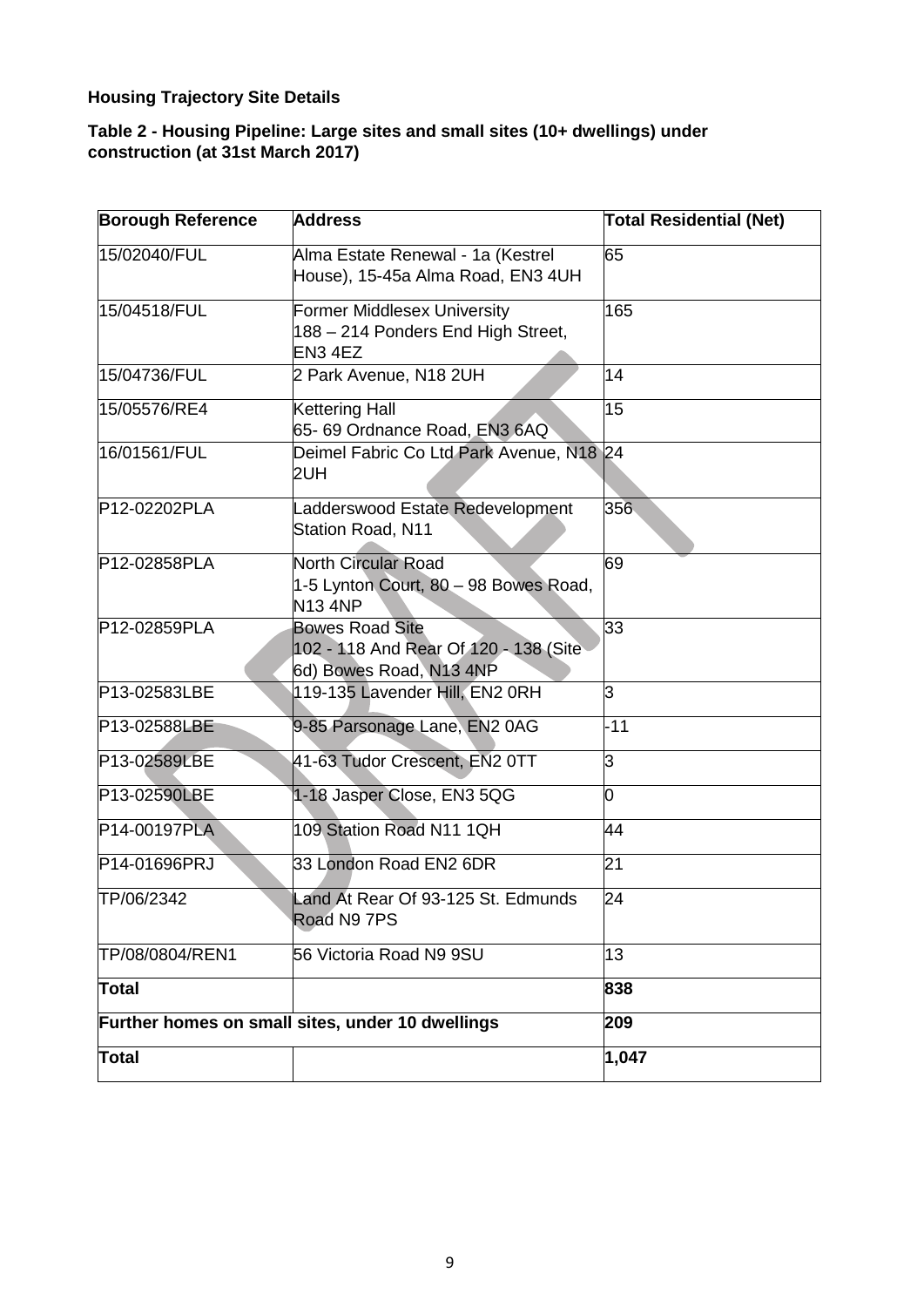**Housing Trajectory Site Details**

**Table 2 - Housing Pipeline: Large sites and small sites (10+ dwellings) under construction (at 31st March 2017)**

| Borough Reference | Address | Total Residential (Net) |
| --- | --- | --- |
| 15/02040/FUL | Alma Estate Renewal - 1a (Kestrel House), 15-45a Alma Road, EN3 4UH | 65 |
| 15/04518/FUL | Former Middlesex University 188 – 214 Ponders End High Street, EN3 4EZ | 165 |
| 15/04736/FUL | 2 Park Avenue, N18 2UH | 14 |
| 15/05576/RE4 | Kettering Hall 65- 69 Ordnance Road, EN3 6AQ | 15 |
| 16/01561/FUL | Deimel Fabric Co Ltd Park Avenue, N18 2UH | 24 |
| P12-02202PLA | Ladderswood Estate Redevelopment Station Road, N11 | 356 |
| P12-02858PLA | North Circular Road 1-5 Lynton Court, 80 – 98 Bowes Road, N13 4NP | 69 |
| P12-02859PLA | Bowes Road Site 102 - 118 And Rear Of 120 - 138 (Site 6d) Bowes Road, N13 4NP | 33 |
| P13-02583LBE | 119-135 Lavender Hill, EN2 0RH | 3 |
| P13-02588LBE | 9-85 Parsonage Lane, EN2 0AG | -11 |
| P13-02589LBE | 41-63 Tudor Crescent, EN2 0TT | 3 |
| P13-02590LBE | 1-18 Jasper Close, EN3 5QG | 0 |
| P14-00197PLA | 109 Station Road N11 1QH | 44 |
| P14-01696PRJ | 33 London Road EN2 6DR | 21 |
| TP/06/2342 | Land At Rear Of 93-125 St. Edmunds Road N9 7PS | 24 |
| TP/08/0804/REN1 | 56 Victoria Road N9 9SU | 13 |
| **Total** | | **838** |
| **Further homes on small sites, under 10 dwellings** | | **209** |
| **Total** | | **1,047** |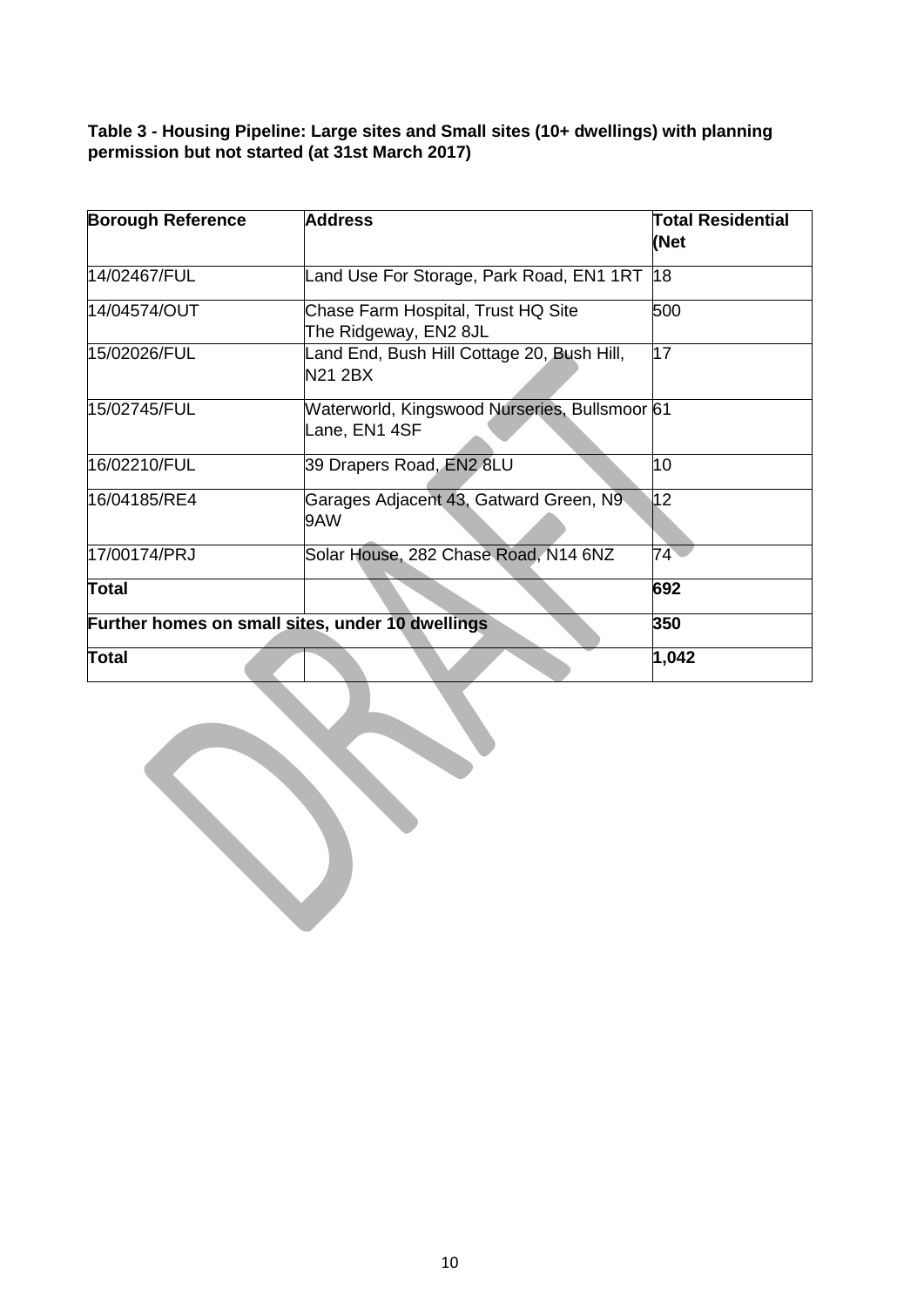**Table 3 - Housing Pipeline: Large sites and Small sites (10+ dwellings) with planning permission but not started (at 31st March 2017)**

| Borough Reference | Address | Total Residential (Net |
|---|---|---|
| 14/02467/FUL | Land Use For Storage, Park Road, EN1 1RT | 18 |
| 14/04574/OUT | Chase Farm Hospital, Trust HQ Site The Ridgeway, EN2 8JL | 500 |
| 15/02026/FUL | Land End, Bush Hill Cottage 20, Bush Hill, N21 2BX | 17 |
| 15/02745/FUL | Waterworld, Kingswood Nurseries, Bullsmoor Lane, EN1 4SF | 61 |
| 16/02210/FUL | 39 Drapers Road, EN2 8LU | 10 |
| 16/04185/RE4 | Garages Adjacent 43, Gatward Green, N9 9AW | 12 |
| 17/00174/PRJ | Solar House, 282 Chase Road, N14 6NZ | 74 |
| **Total** | | **692** |
| **Further homes on small sites, under 10 dwellings** | | **350** |
| **Total** | | **1,042** |